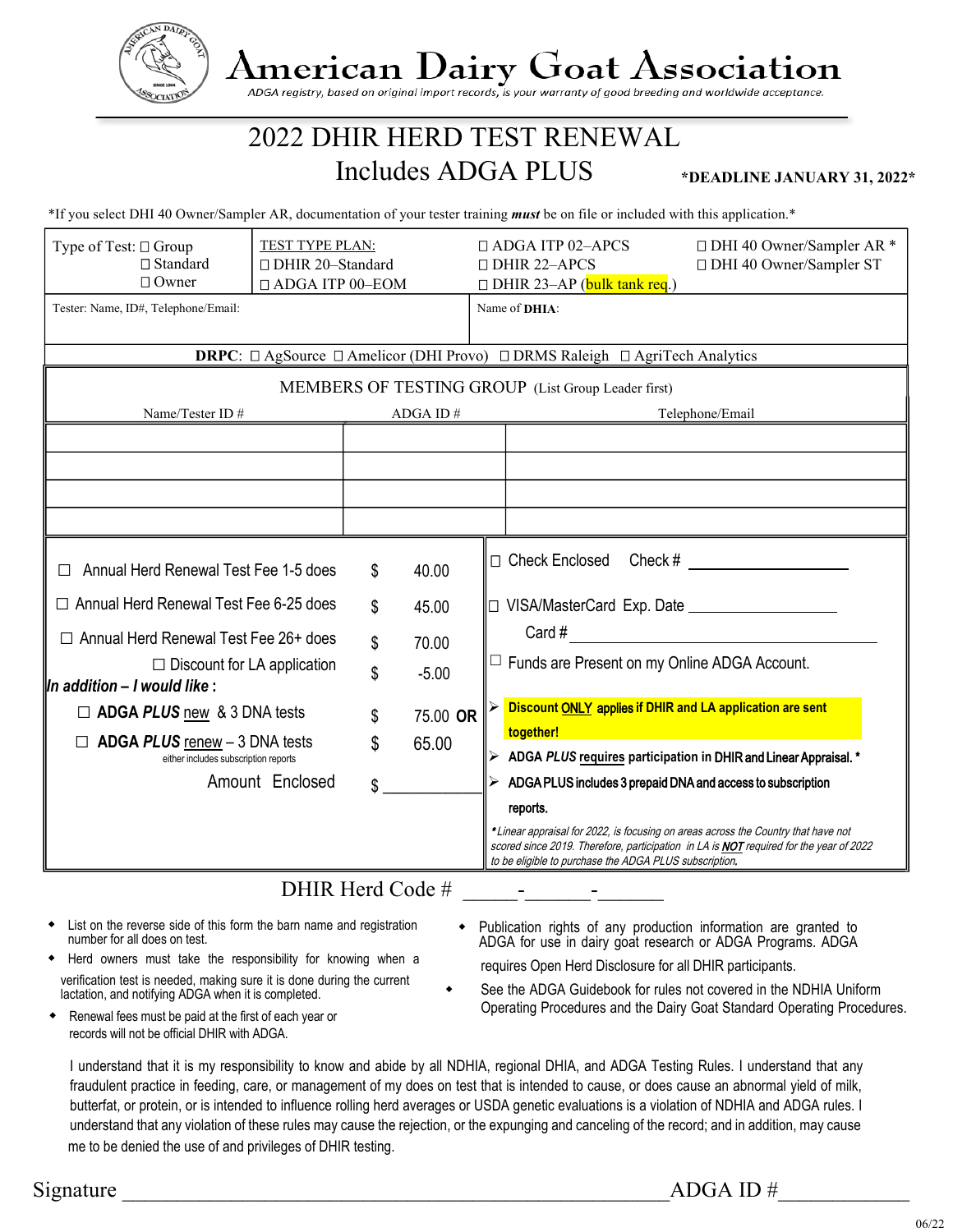# American Dairy Goat Association

*ADGA registry, based on original import records, is your warranty of good breeding and worldwide acceptance.*

## 2022 DHIR HERD TEST RENEWAL
## Includes ADGA PLUS

**\*DEADLINE JANUARY 31, 2022\***

\*If you select DHI 40 Owner/Sampler AR, documentation of your tester training ***must*** be on file or included with this application.\*

| Type of Test: | TEST TYPE PLAN: | | |
|---|---|---|---|
| ☐ Group<br>☐ Standard<br>☐ Owner | ☐ DHIR 20–Standard<br>☐ ADGA ITP 00–EOM | ☐ ADGA ITP 02–APCS<br>☐ DHIR 22–APCS<br>☐ DHIR 23–AP (bulk tank req.) | ☐ DHI 40 Owner/Sampler AR \*<br>☐ DHI 40 Owner/Sampler ST |

Tester: Name, ID#, Telephone/Email:

Name of **DHIA**:

**DRPC**: ☐ AgSource ☐ Amelicor (DHI Provo) ☐ DRMS Raleigh ☐ AgriTech Analytics

### MEMBERS OF TESTING GROUP (List Group Leader first)

| Name/Tester ID # | ADGA ID # | Telephone/Email |
|---|---|---|
| | | |
| | | |
| | | |
| | | |

| | | |
|---|---|---|
| ☐ Annual Herd Renewal Test Fee 1-5 does | $ | 40.00 |
| ☐ Annual Herd Renewal Test Fee 6-25 does | $ | 45.00 |
| ☐ Annual Herd Renewal Test Fee 26+ does | $ | 70.00 |
| ☐ Discount for LA application | $ | -5.00 |
| ***In addition – I would like*** **:** | | |
| ☐ **ADGA *PLUS*** new & 3 DNA tests | $ | 75.00 **OR** |
| ☐ **ADGA *PLUS*** renew – 3 DNA tests<br>either includes subscription reports | $ | 65.00 |
| Amount Enclosed | $ | ______ |

☐ Check Enclosed Check # ______________

☐ VISA/MasterCard Exp. Date ______________

Card # ______________________________

☐ Funds are Present on my Online ADGA Account.

- **Discount ONLY applies if DHIR and LA application are sent together!**
- **ADGA *PLUS* requires participation in DHIR and Linear Appraisal. \***
- **ADGA PLUS includes 3 prepaid DNA and access to subscription reports.**

*\*Linear appraisal for 2022, is focusing on areas across the Country that have not scored since 2019. Therefore, participation in LA is **NOT** required for the year of 2022 to be eligible to purchase the ADGA PLUS subscription.*

DHIR Herd Code # _____-______-______

- List on the reverse side of this form the barn name and registration number for all does on test.
- Herd owners must take the responsibility for knowing when a verification test is needed, making sure it is done during the current lactation, and notifying ADGA when it is completed.
- Renewal fees must be paid at the first of each year or records will not be official DHIR with ADGA.
- Publication rights of any production information are granted to ADGA for use in dairy goat research or ADGA Programs. ADGA requires Open Herd Disclosure for all DHIR participants.
- See the ADGA Guidebook for rules not covered in the NDHIA Uniform Operating Procedures and the Dairy Goat Standard Operating Procedures.

I understand that it is my responsibility to know and abide by all NDHIA, regional DHIA, and ADGA Testing Rules. I understand that any fraudulent practice in feeding, care, or management of my does on test that is intended to cause, or does cause an abnormal yield of milk, butterfat, or protein, or is intended to influence rolling herd averages or USDA genetic evaluations is a violation of NDHIA and ADGA rules. I understand that any violation of these rules may cause the rejection, or the expunging and canceling of the record; and in addition, may cause me to be denied the use of and privileges of DHIR testing.

Signature ______________________________________________ ADGA ID #____________

06/22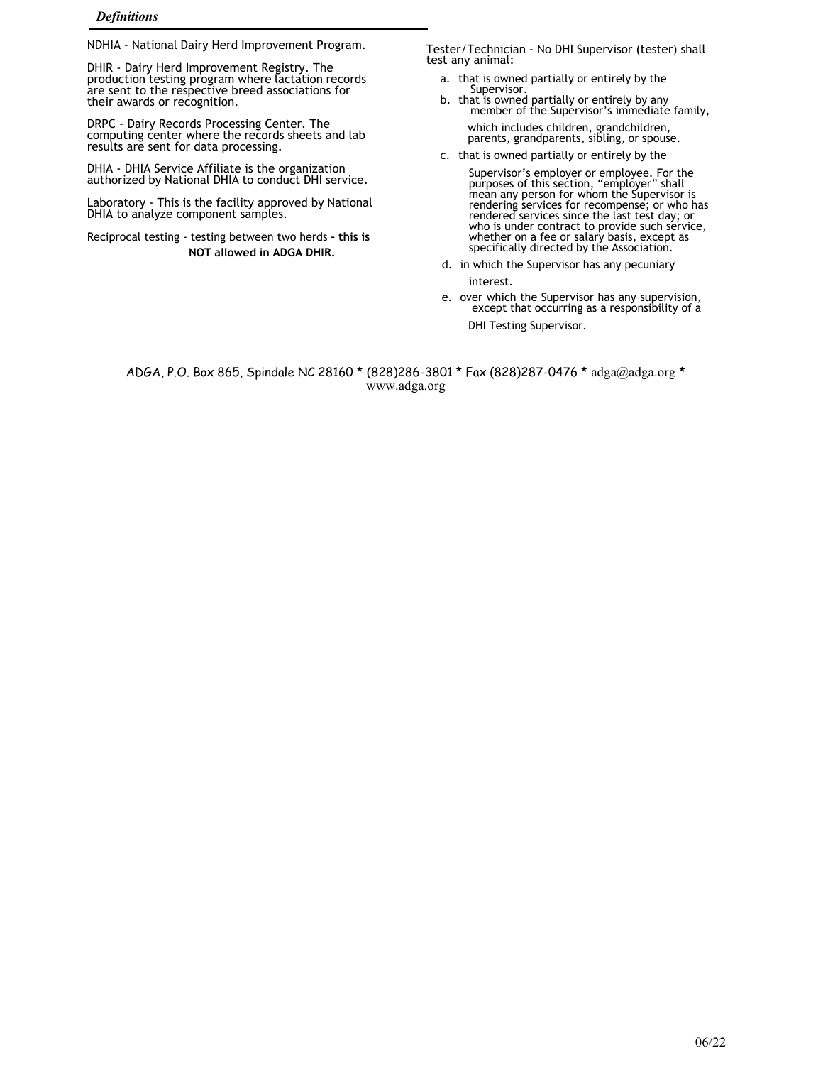### *Definitions*

NDHIA - National Dairy Herd Improvement Program.

DHIR - Dairy Herd Improvement Registry. The production testing program where lactation records are sent to the respective breed associations for their awards or recognition.

DRPC - Dairy Records Processing Center. The computing center where the records sheets and lab results are sent for data processing.

DHIA - DHIA Service Affiliate is the organization authorized by National DHIA to conduct DHI service.

Laboratory - This is the facility approved by National DHIA to analyze component samples.

Reciprocal testing - testing between two herds **– this is NOT allowed in ADGA DHIR.**

Tester/Technician - No DHI Supervisor (tester) shall test any animal:

a. that is owned partially or entirely by the Supervisor.
b. that is owned partially or entirely by any member of the Supervisor's immediate family, which includes children, grandchildren, parents, grandparents, sibling, or spouse.
c. that is owned partially or entirely by the Supervisor's employer or employee. For the purposes of this section, "employer" shall mean any person for whom the Supervisor is rendering services for recompense; or who has rendered services since the last test day; or who is under contract to provide such service, whether on a fee or salary basis, except as specifically directed by the Association.
d. in which the Supervisor has any pecuniary interest.
e. over which the Supervisor has any supervision, except that occurring as a responsibility of a DHI Testing Supervisor.

ADGA, P.O. Box 865, Spindale NC 28160 * (828)286-3801 * Fax (828)287-0476 * adga@adga.org * www.adga.org